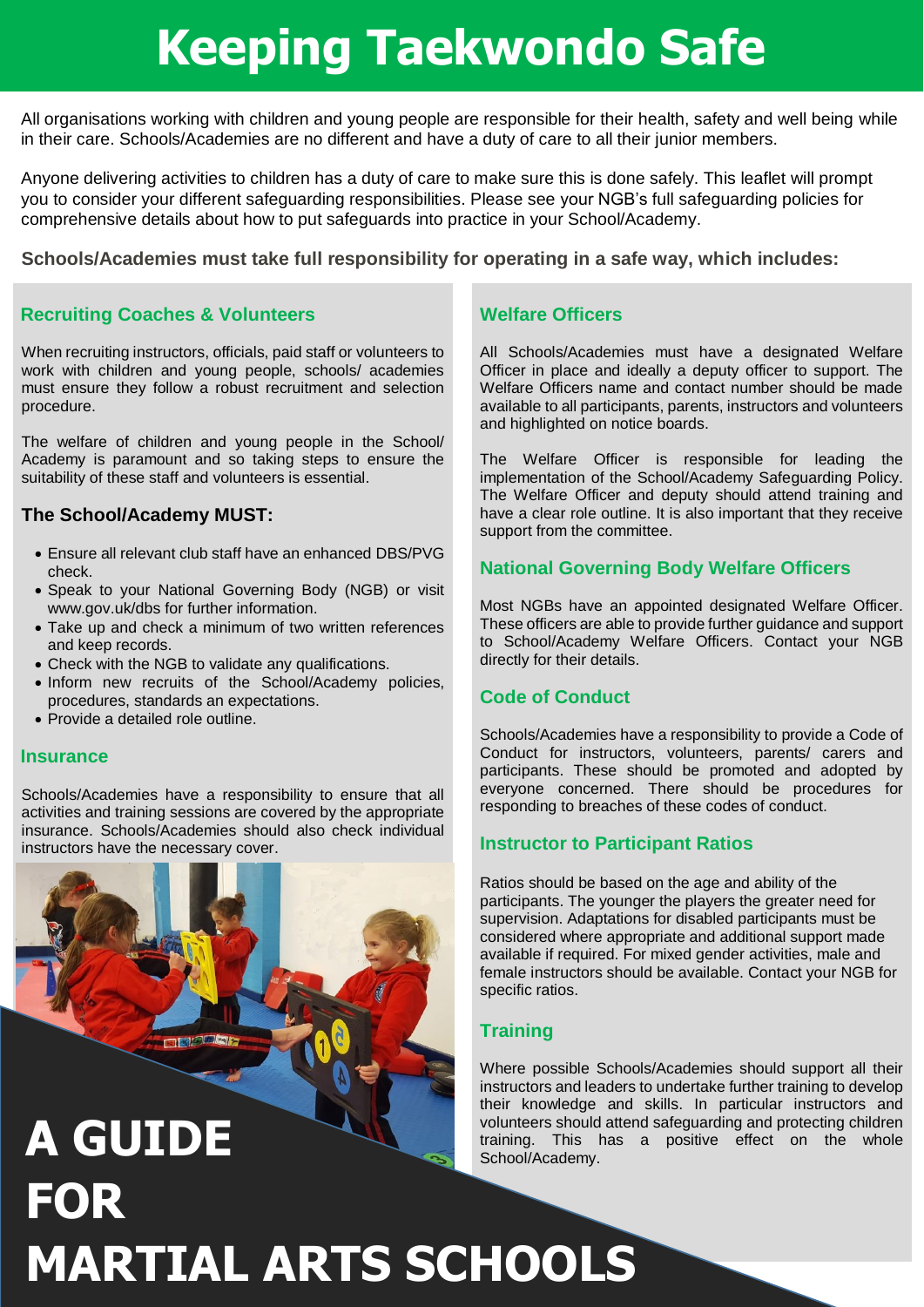# Keeping Taekwondo Safe

All organisations working with children and young people are responsible for their health, safety and well being while in their care. Schools/Academies are no different and have a duty of care to all their junior members.

Anyone delivering activities to children has a duty of care to make sure this is done safely. This leaflet will prompt you to consider your different safeguarding responsibilities. Please see your NGB's full safeguarding policies for comprehensive details about how to put safeguards into practice in your School/Academy.

**Schools/Academies must take full responsibility for operating in a safe way, which includes:**

## Recruiting Coaches & Volunteers

When recruiting instructors, officials, paid staff or volunteers to work with children and young people, schools/ academies must ensure they follow a robust recruitment and selection procedure.

The welfare of children and young people in the School/ Academy is paramount and so taking steps to ensure the suitability of these staff and volunteers is essential.

### The School/Academy MUST:

- Ensure all relevant club staff have an enhanced DBS/PVG check.
- Speak to your National Governing Body (NGB) or visit www.gov.uk/dbs for further information.
- Take up and check a minimum of two written references and keep records.
- Check with the NGB to validate any qualifications.
- Inform new recruits of the School/Academy policies, procedures, standards an expectations.
- Provide a detailed role outline.

## Insurance

Schools/Academies have a responsibility to ensure that all activities and training sessions are covered by the appropriate insurance. Schools/Academies should also check individual instructors have the necessary cover.

## Welfare Officers

All Schools/Academies must have a designated Welfare Officer in place and ideally a deputy officer to support. The Welfare Officers name and contact number should be made available to all participants, parents, instructors and volunteers and highlighted on notice boards.

The Welfare Officer is responsible for leading the implementation of the School/Academy Safeguarding Policy. The Welfare Officer and deputy should attend training and have a clear role outline. It is also important that they receive support from the committee.

## National Governing Body Welfare Officers

Most NGBs have an appointed designated Welfare Officer. These officers are able to provide further guidance and support to School/Academy Welfare Officers. Contact your NGB directly for their details.

## Code of Conduct

Schools/Academies have a responsibility to provide a Code of Conduct for instructors, volunteers, parents/ carers and participants. These should be promoted and adopted by everyone concerned. There should be procedures for responding to breaches of these codes of conduct.

## Instructor to Participant Ratios

Ratios should be based on the age and ability of the participants. The younger the players the greater need for supervision. Adaptations for disabled participants must be considered where appropriate and additional support made available if required. For mixed gender activities, male and female instructors should be available. Contact your NGB for specific ratios.

## Training

Where possible Schools/Academies should support all their instructors and leaders to undertake further training to develop their knowledge and skills. In particular instructors and volunteers should attend safeguarding and protecting children training. This has a positive effect on the whole School/Academy.

# A GUIDE FOR MARTIAL ARTS SCHOOLS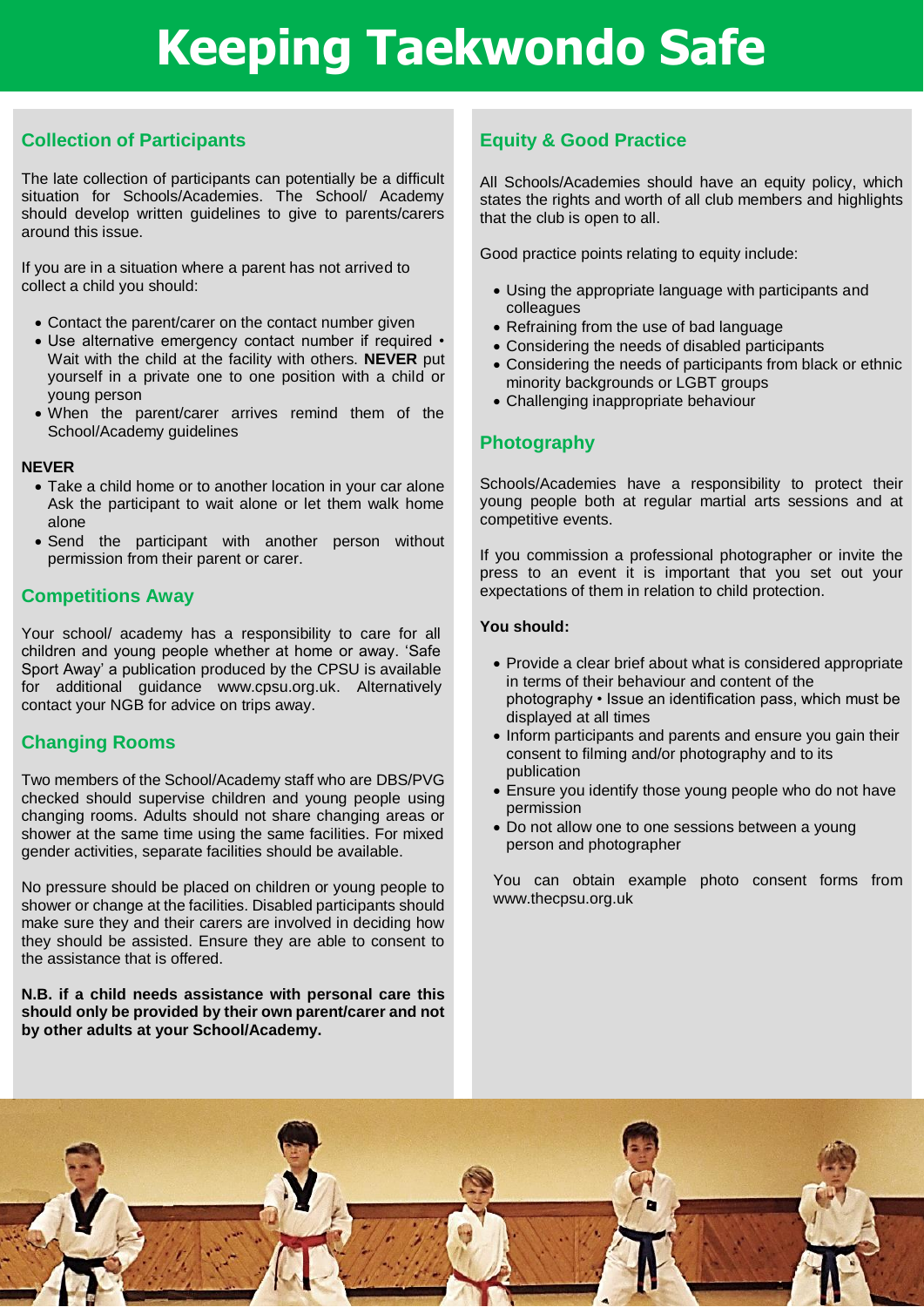# Keeping Taekwondo Safe

## Collection of Participants

The late collection of participants can potentially be a difficult situation for Schools/Academies. The School/ Academy should develop written guidelines to give to parents/carers around this issue.

If you are in a situation where a parent has not arrived to collect a child you should:

- Contact the parent/carer on the contact number given
- Use alternative emergency contact number if required • Wait with the child at the facility with others. **NEVER** put yourself in a private one to one position with a child or young person
- When the parent/carer arrives remind them of the School/Academy guidelines

**NEVER**

- Take a child home or to another location in your car alone Ask the participant to wait alone or let them walk home alone
- Send the participant with another person without permission from their parent or carer.

## Competitions Away

Your school/ academy has a responsibility to care for all children and young people whether at home or away. 'Safe Sport Away' a publication produced by the CPSU is available for additional guidance www.cpsu.org.uk. Alternatively contact your NGB for advice on trips away.

## Changing Rooms

Two members of the School/Academy staff who are DBS/PVG checked should supervise children and young people using changing rooms. Adults should not share changing areas or shower at the same time using the same facilities. For mixed gender activities, separate facilities should be available.

No pressure should be placed on children or young people to shower or change at the facilities. Disabled participants should make sure they and their carers are involved in deciding how they should be assisted. Ensure they are able to consent to the assistance that is offered.

**N.B. if a child needs assistance with personal care this should only be provided by their own parent/carer and not by other adults at your School/Academy.**

## Equity & Good Practice

All Schools/Academies should have an equity policy, which states the rights and worth of all club members and highlights that the club is open to all.

Good practice points relating to equity include:

- Using the appropriate language with participants and colleagues
- Refraining from the use of bad language
- Considering the needs of disabled participants
- Considering the needs of participants from black or ethnic minority backgrounds or LGBT groups
- Challenging inappropriate behaviour

## Photography

Schools/Academies have a responsibility to protect their young people both at regular martial arts sessions and at competitive events.

If you commission a professional photographer or invite the press to an event it is important that you set out your expectations of them in relation to child protection.

**You should:**

- Provide a clear brief about what is considered appropriate in terms of their behaviour and content of the photography • Issue an identification pass, which must be displayed at all times
- Inform participants and parents and ensure you gain their consent to filming and/or photography and to its publication
- Ensure you identify those young people who do not have permission
- Do not allow one to one sessions between a young person and photographer

You can obtain example photo consent forms from www.thecpsu.org.uk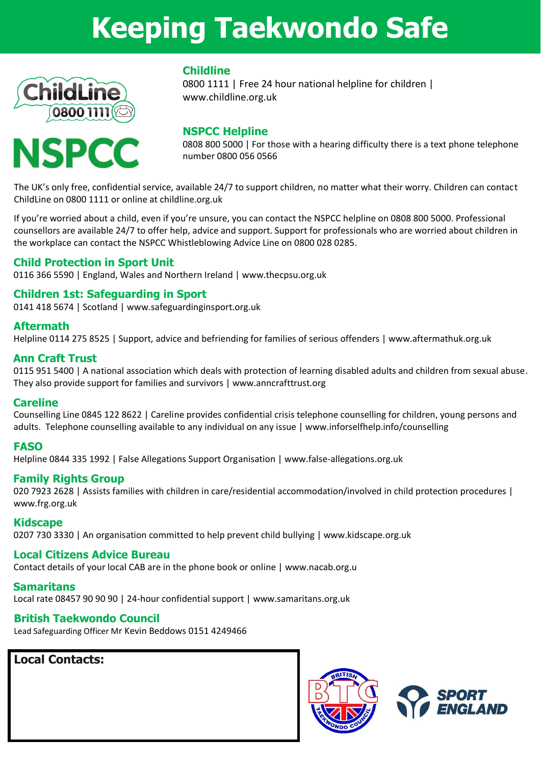# Keeping Taekwondo Safe

## Childline

0800 1111 | Free 24 hour national helpline for children | www.childline.org.uk

## NSPCC Helpline

0808 800 5000 | For those with a hearing difficulty there is a text phone telephone number 0800 056 0566

The UK's only free, confidential service, available 24/7 to support children, no matter what their worry. Children can contact ChildLine on 0800 1111 or online at childline.org.uk

If you're worried about a child, even if you're unsure, you can contact the NSPCC helpline on 0808 800 5000. Professional counsellors are available 24/7 to offer help, advice and support. Support for professionals who are worried about children in the workplace can contact the NSPCC Whistleblowing Advice Line on 0800 028 0285.

## Child Protection in Sport Unit

0116 366 5590 | England, Wales and Northern Ireland | www.thecpsu.org.uk

## Children 1st: Safeguarding in Sport

0141 418 5674 | Scotland | www.safeguardinginsport.org.uk

## Aftermath

Helpline 0114 275 8525 | Support, advice and befriending for families of serious offenders | www.aftermathuk.org.uk

## Ann Craft Trust

0115 951 5400 | A national association which deals with protection of learning disabled adults and children from sexual abuse. They also provide support for families and survivors | www.anncrafttrust.org

## Careline

Counselling Line 0845 122 8622 | Careline provides confidential crisis telephone counselling for children, young persons and adults. Telephone counselling available to any individual on any issue | www.inforselfhelp.info/counselling

## FASO

Helpline 0844 335 1992 | False Allegations Support Organisation | www.false-allegations.org.uk

## Family Rights Group

020 7923 2628 | Assists families with children in care/residential accommodation/involved in child protection procedures | www.frg.org.uk

## Kidscape

0207 730 3330 | An organisation committed to help prevent child bullying | www.kidscape.org.uk

## Local Citizens Advice Bureau

Contact details of your local CAB are in the phone book or online | www.nacab.org.u

## Samaritans

Local rate 08457 90 90 90 | 24-hour confidential support | www.samaritans.org.uk

## British Taekwondo Council

Lead Safeguarding Officer Mr Kevin Beddows 0151 4249466

**Local Contacts:**